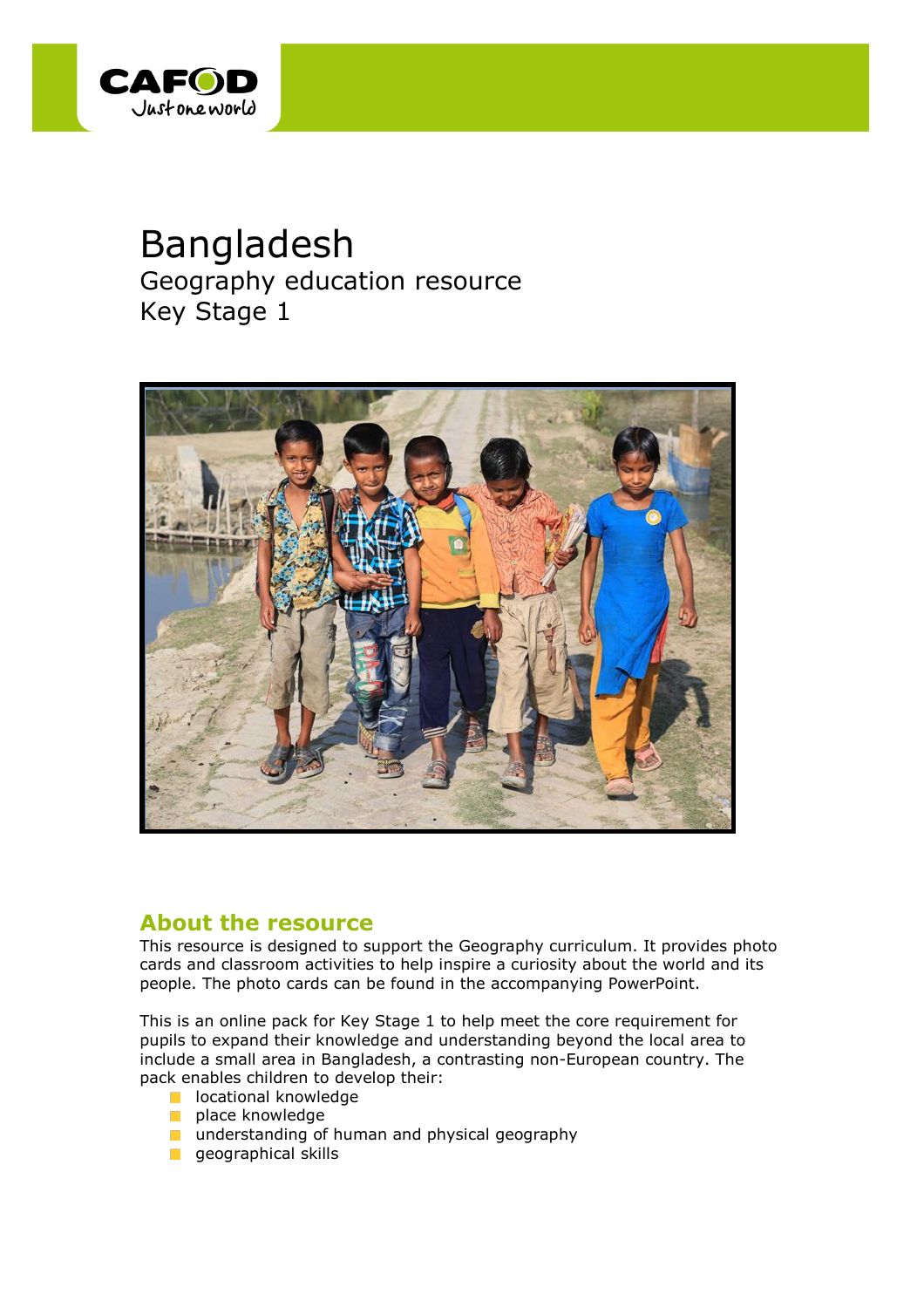CAFOD
Just one world

# Bangladesh

Geography education resource
Key Stage 1

## About the resource

This resource is designed to support the Geography curriculum. It provides photo cards and classroom activities to help inspire a curiosity about the world and its people. The photo cards can be found in the accompanying PowerPoint.

This is an online pack for Key Stage 1 to help meet the core requirement for pupils to expand their knowledge and understanding beyond the local area to include a small area in Bangladesh, a contrasting non-European country. The pack enables children to develop their:

- locational knowledge
- place knowledge
- understanding of human and physical geography
- geographical skills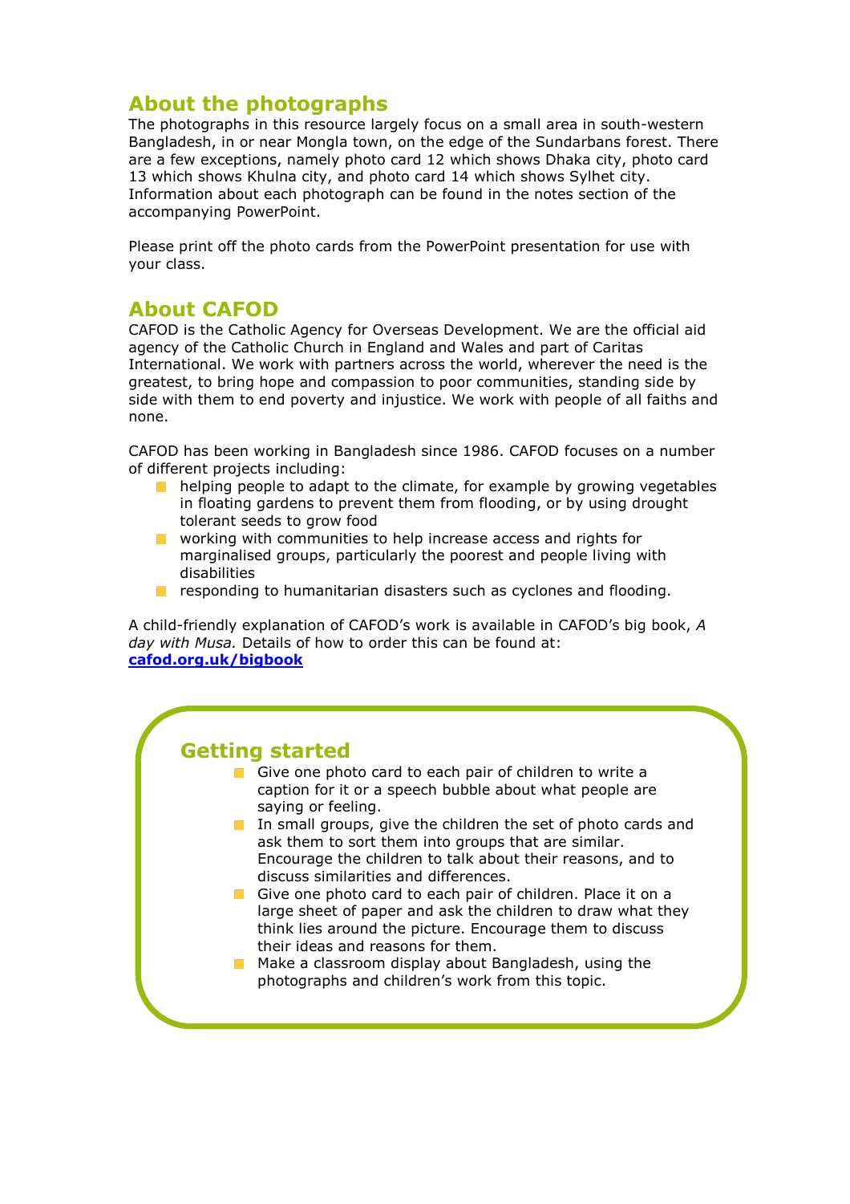## About the photographs

The photographs in this resource largely focus on a small area in south-western Bangladesh, in or near Mongla town, on the edge of the Sundarbans forest. There are a few exceptions, namely photo card 12 which shows Dhaka city, photo card 13 which shows Khulna city, and photo card 14 which shows Sylhet city. Information about each photograph can be found in the notes section of the accompanying PowerPoint.

Please print off the photo cards from the PowerPoint presentation for use with your class.

## About CAFOD

CAFOD is the Catholic Agency for Overseas Development. We are the official aid agency of the Catholic Church in England and Wales and part of Caritas International. We work with partners across the world, wherever the need is the greatest, to bring hope and compassion to poor communities, standing side by side with them to end poverty and injustice. We work with people of all faiths and none.

CAFOD has been working in Bangladesh since 1986. CAFOD focuses on a number of different projects including:

- helping people to adapt to the climate, for example by growing vegetables in floating gardens to prevent them from flooding, or by using drought tolerant seeds to grow food
- working with communities to help increase access and rights for marginalised groups, particularly the poorest and people living with disabilities
- responding to humanitarian disasters such as cyclones and flooding.

A child-friendly explanation of CAFOD's work is available in CAFOD's big book, *A day with Musa.* Details of how to order this can be found at: **cafod.org.uk/bigbook**

## Getting started

- Give one photo card to each pair of children to write a caption for it or a speech bubble about what people are saying or feeling.
- In small groups, give the children the set of photo cards and ask them to sort them into groups that are similar. Encourage the children to talk about their reasons, and to discuss similarities and differences.
- Give one photo card to each pair of children. Place it on a large sheet of paper and ask the children to draw what they think lies around the picture. Encourage them to discuss their ideas and reasons for them.
- Make a classroom display about Bangladesh, using the photographs and children's work from this topic.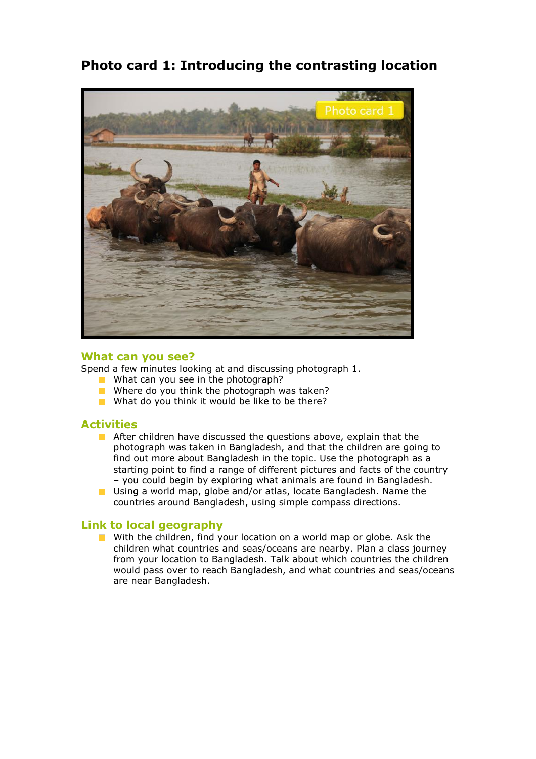# Photo card 1: Introducing the contrasting location

## What can you see?

Spend a few minutes looking at and discussing photograph 1.

- What can you see in the photograph?
- Where do you think the photograph was taken?
- What do you think it would be like to be there?

## Activities

- After children have discussed the questions above, explain that the photograph was taken in Bangladesh, and that the children are going to find out more about Bangladesh in the topic. Use the photograph as a starting point to find a range of different pictures and facts of the country – you could begin by exploring what animals are found in Bangladesh.
- Using a world map, globe and/or atlas, locate Bangladesh. Name the countries around Bangladesh, using simple compass directions.

## Link to local geography

- With the children, find your location on a world map or globe. Ask the children what countries and seas/oceans are nearby. Plan a class journey from your location to Bangladesh. Talk about which countries the children would pass over to reach Bangladesh, and what countries and seas/oceans are near Bangladesh.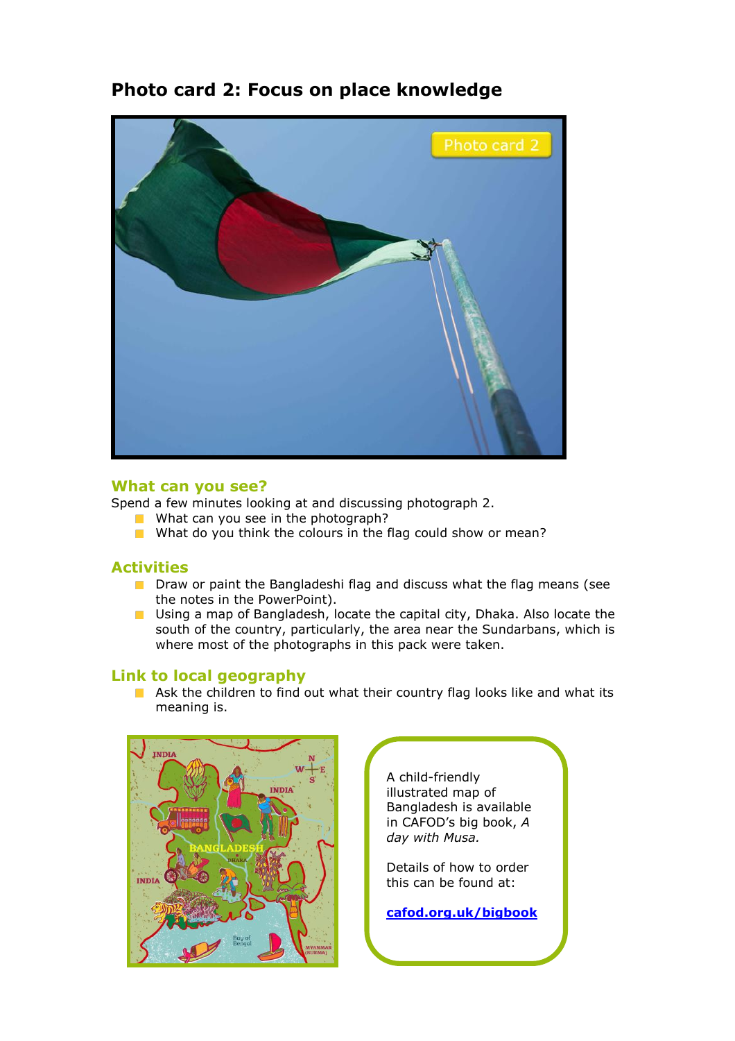# Photo card 2: Focus on place knowledge

## What can you see?

Spend a few minutes looking at and discussing photograph 2.

- What can you see in the photograph?
- What do you think the colours in the flag could show or mean?

## Activities

- Draw or paint the Bangladeshi flag and discuss what the flag means (see the notes in the PowerPoint).
- Using a map of Bangladesh, locate the capital city, Dhaka. Also locate the south of the country, particularly, the area near the Sundarbans, which is where most of the photographs in this pack were taken.

## Link to local geography

- Ask the children to find out what their country flag looks like and what its meaning is.

A child-friendly illustrated map of Bangladesh is available in CAFOD's big book, *A day with Musa.*

Details of how to order this can be found at:

**cafod.org.uk/bigbook**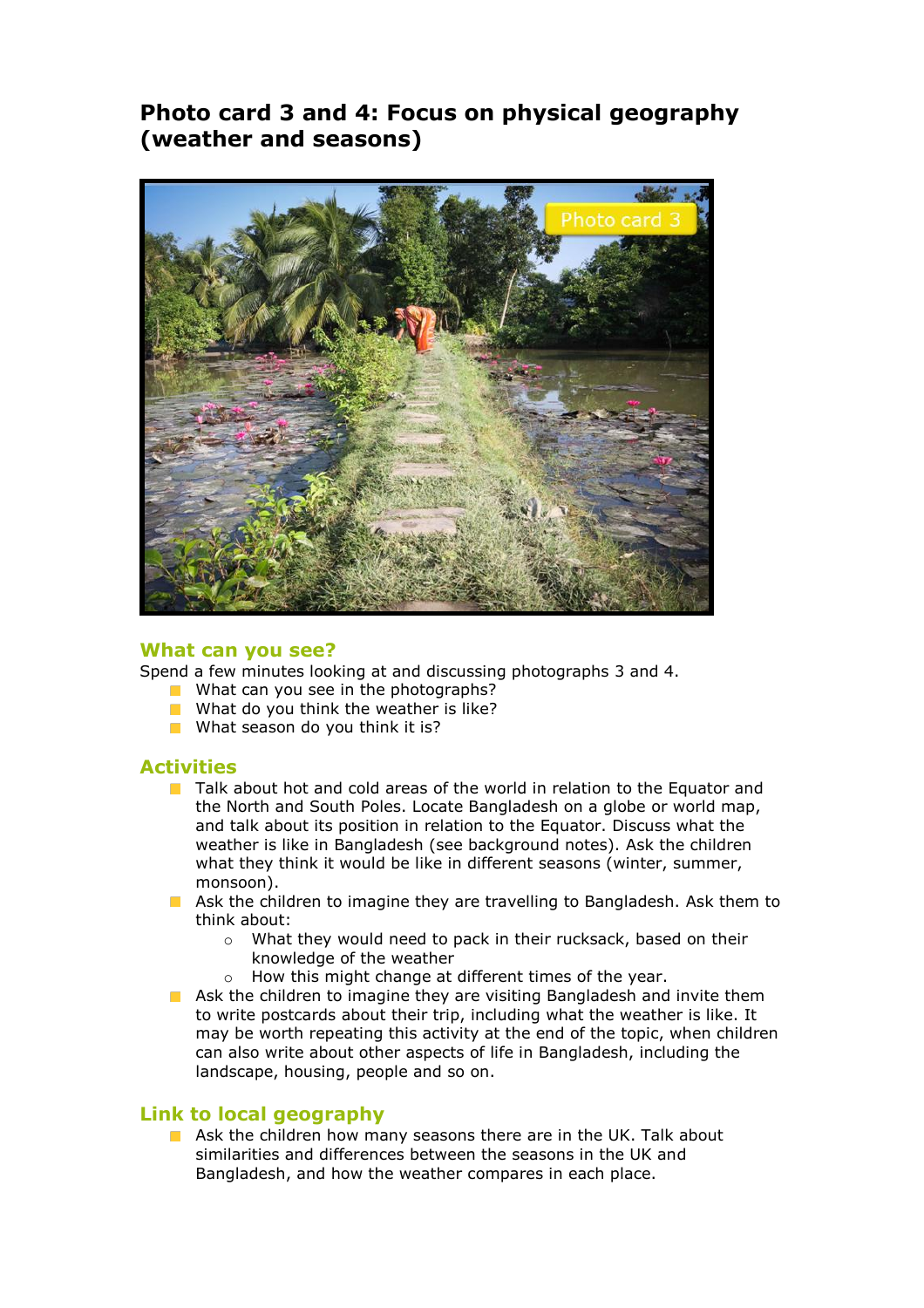# Photo card 3 and 4: Focus on physical geography (weather and seasons)

## What can you see?

Spend a few minutes looking at and discussing photographs 3 and 4.

- What can you see in the photographs?
- What do you think the weather is like?
- What season do you think it is?

## Activities

- Talk about hot and cold areas of the world in relation to the Equator and the North and South Poles. Locate Bangladesh on a globe or world map, and talk about its position in relation to the Equator. Discuss what the weather is like in Bangladesh (see background notes). Ask the children what they think it would be like in different seasons (winter, summer, monsoon).
- Ask the children to imagine they are travelling to Bangladesh. Ask them to think about:
    - What they would need to pack in their rucksack, based on their knowledge of the weather
    - How this might change at different times of the year.
- Ask the children to imagine they are visiting Bangladesh and invite them to write postcards about their trip, including what the weather is like. It may be worth repeating this activity at the end of the topic, when children can also write about other aspects of life in Bangladesh, including the landscape, housing, people and so on.

## Link to local geography

- Ask the children how many seasons there are in the UK. Talk about similarities and differences between the seasons in the UK and Bangladesh, and how the weather compares in each place.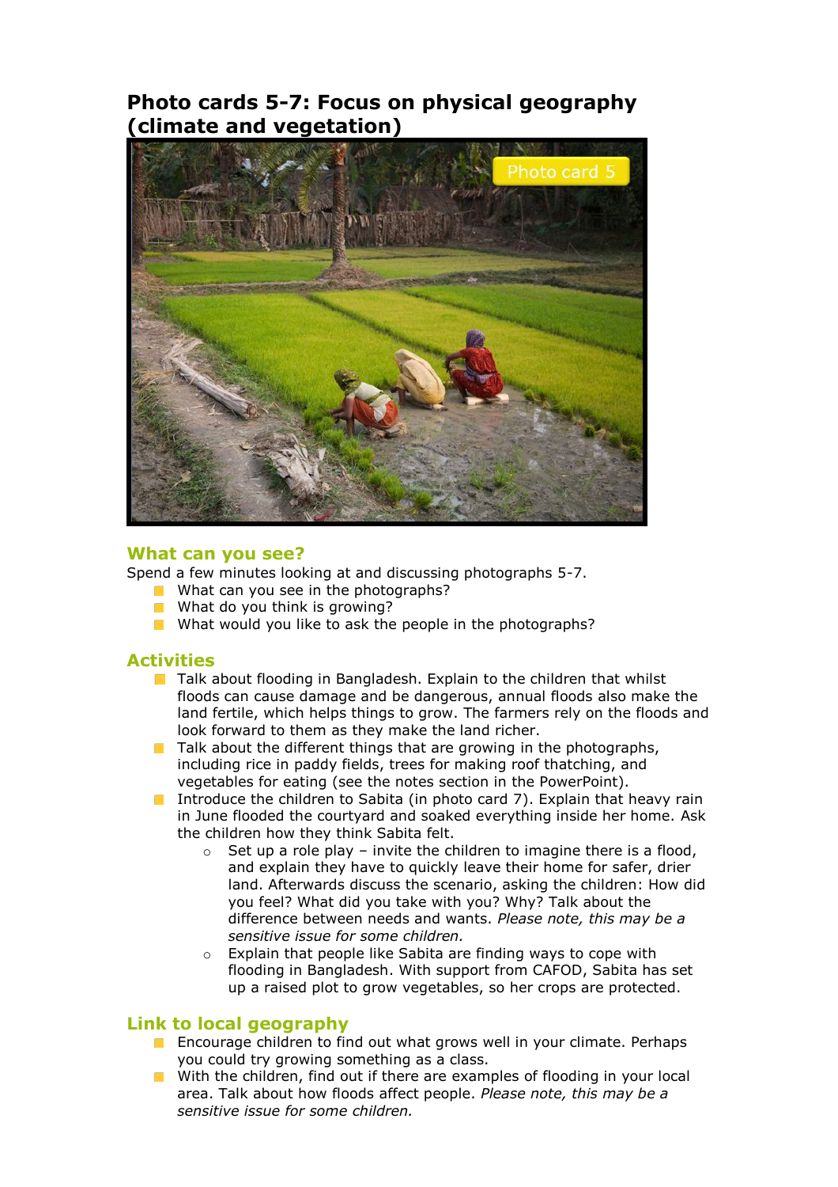# Photo cards 5-7: Focus on physical geography (climate and vegetation)

## What can you see?

Spend a few minutes looking at and discussing photographs 5-7.

- What can you see in the photographs?
- What do you think is growing?
- What would you like to ask the people in the photographs?

## Activities

- Talk about flooding in Bangladesh. Explain to the children that whilst floods can cause damage and be dangerous, annual floods also make the land fertile, which helps things to grow. The farmers rely on the floods and look forward to them as they make the land richer.
- Talk about the different things that are growing in the photographs, including rice in paddy fields, trees for making roof thatching, and vegetables for eating (see the notes section in the PowerPoint).
- Introduce the children to Sabita (in photo card 7). Explain that heavy rain in June flooded the courtyard and soaked everything inside her home. Ask the children how they think Sabita felt.
    - Set up a role play – invite the children to imagine there is a flood, and explain they have to quickly leave their home for safer, drier land. Afterwards discuss the scenario, asking the children: How did you feel? What did you take with you? Why? Talk about the difference between needs and wants. *Please note, this may be a sensitive issue for some children.*
    - Explain that people like Sabita are finding ways to cope with flooding in Bangladesh. With support from CAFOD, Sabita has set up a raised plot to grow vegetables, so her crops are protected.

## Link to local geography

- Encourage children to find out what grows well in your climate. Perhaps you could try growing something as a class.
- With the children, find out if there are examples of flooding in your local area. Talk about how floods affect people. *Please note, this may be a sensitive issue for some children.*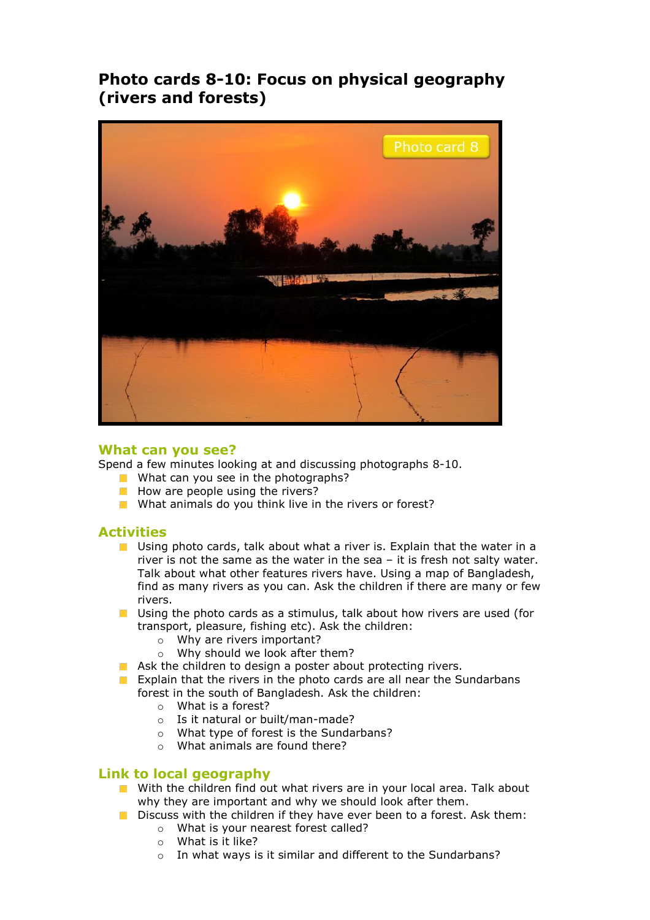# Photo cards 8-10: Focus on physical geography (rivers and forests)

## What can you see?

Spend a few minutes looking at and discussing photographs 8-10.

- What can you see in the photographs?
- How are people using the rivers?
- What animals do you think live in the rivers or forest?

## Activities

- Using photo cards, talk about what a river is. Explain that the water in a river is not the same as the water in the sea – it is fresh not salty water. Talk about what other features rivers have. Using a map of Bangladesh, find as many rivers as you can. Ask the children if there are many or few rivers.
- Using the photo cards as a stimulus, talk about how rivers are used (for transport, pleasure, fishing etc). Ask the children:
  - Why are rivers important?
  - Why should we look after them?
- Ask the children to design a poster about protecting rivers.
- Explain that the rivers in the photo cards are all near the Sundarbans forest in the south of Bangladesh. Ask the children:
  - What is a forest?
  - Is it natural or built/man-made?
  - What type of forest is the Sundarbans?
  - What animals are found there?

## Link to local geography

- With the children find out what rivers are in your local area. Talk about why they are important and why we should look after them.
- Discuss with the children if they have ever been to a forest. Ask them:
  - What is your nearest forest called?
  - What is it like?
  - In what ways is it similar and different to the Sundarbans?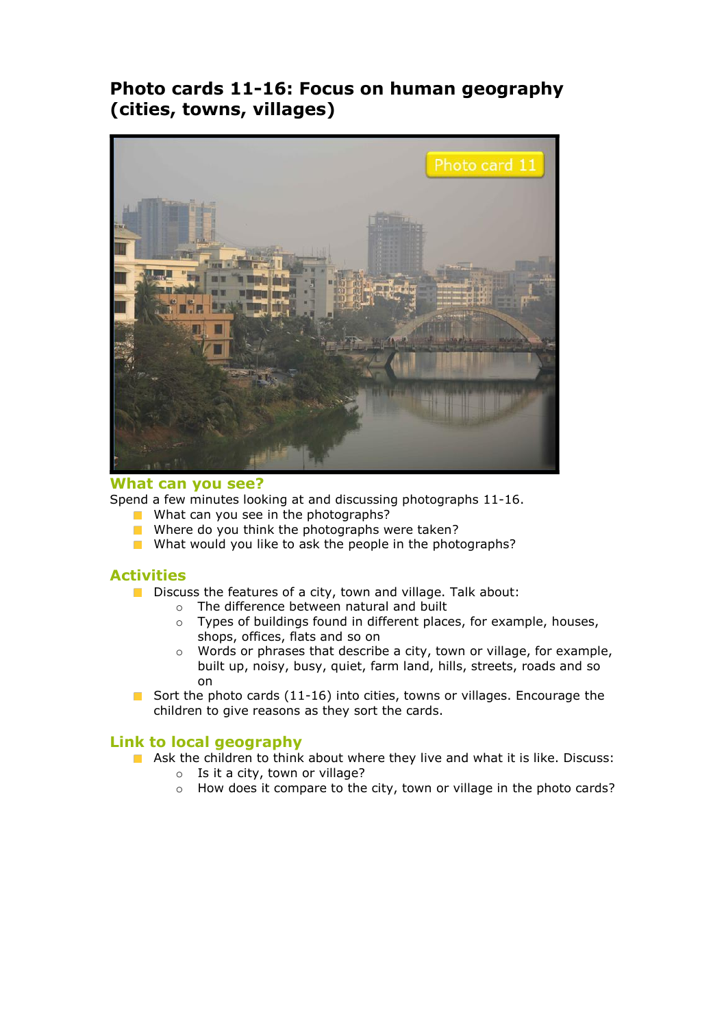# Photo cards 11-16: Focus on human geography (cities, towns, villages)

Photo card 11

## What can you see?

Spend a few minutes looking at and discussing photographs 11-16.

- What can you see in the photographs?
- Where do you think the photographs were taken?
- What would you like to ask the people in the photographs?

## Activities

- Discuss the features of a city, town and village. Talk about:
  - The difference between natural and built
  - Types of buildings found in different places, for example, houses, shops, offices, flats and so on
  - Words or phrases that describe a city, town or village, for example, built up, noisy, busy, quiet, farm land, hills, streets, roads and so on
- Sort the photo cards (11-16) into cities, towns or villages. Encourage the children to give reasons as they sort the cards.

## Link to local geography

- Ask the children to think about where they live and what it is like. Discuss:
  - Is it a city, town or village?
  - How does it compare to the city, town or village in the photo cards?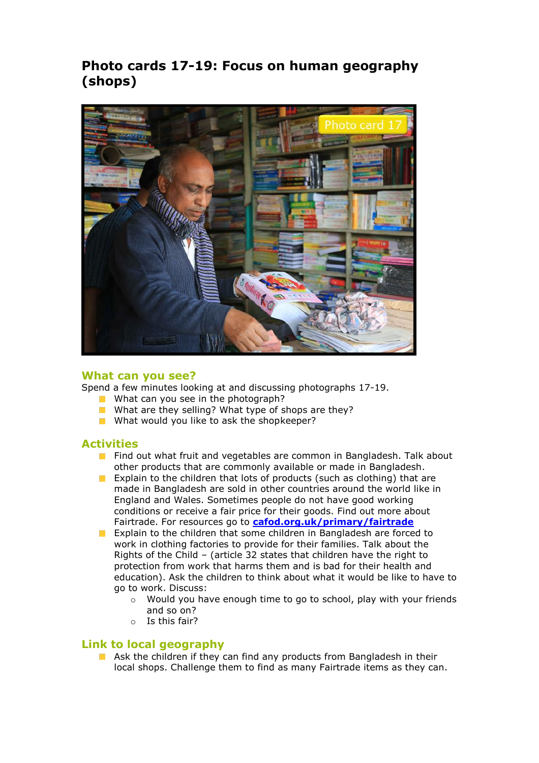# Photo cards 17-19: Focus on human geography (shops)

## What can you see?

Spend a few minutes looking at and discussing photographs 17-19.

- What can you see in the photograph?
- What are they selling? What type of shops are they?
- What would you like to ask the shopkeeper?

## Activities

- Find out what fruit and vegetables are common in Bangladesh. Talk about other products that are commonly available or made in Bangladesh.
- Explain to the children that lots of products (such as clothing) that are made in Bangladesh are sold in other countries around the world like in England and Wales. Sometimes people do not have good working conditions or receive a fair price for their goods. Find out more about Fairtrade. For resources go to **cafod.org.uk/primary/fairtrade**
- Explain to the children that some children in Bangladesh are forced to work in clothing factories to provide for their families. Talk about the Rights of the Child – (article 32 states that children have the right to protection from work that harms them and is bad for their health and education). Ask the children to think about what it would be like to have to go to work. Discuss:
  - Would you have enough time to go to school, play with your friends and so on?
  - Is this fair?

## Link to local geography

- Ask the children if they can find any products from Bangladesh in their local shops. Challenge them to find as many Fairtrade items as they can.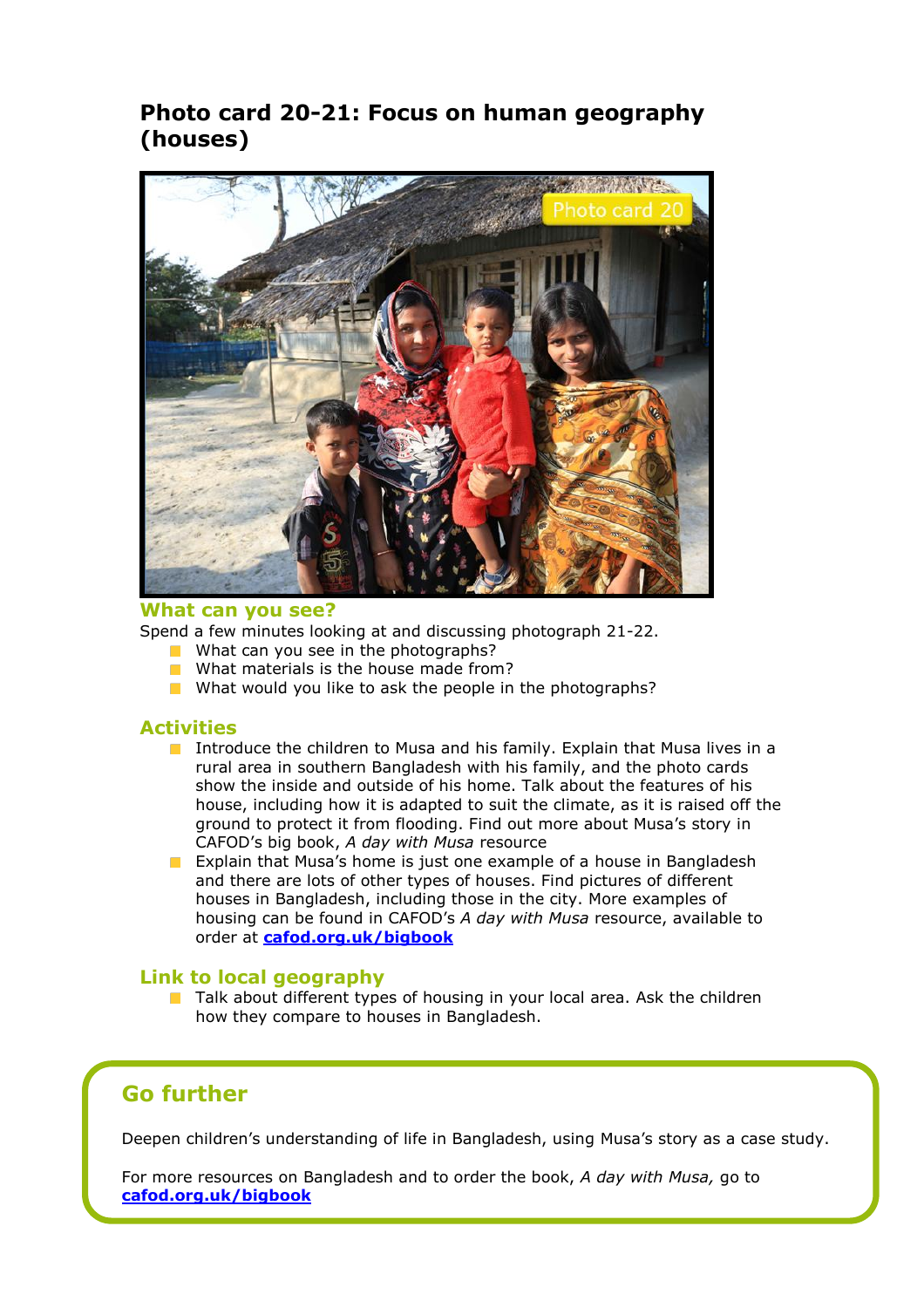# Photo card 20-21: Focus on human geography (houses)

## What can you see?

Spend a few minutes looking at and discussing photograph 21-22.

- What can you see in the photographs?
- What materials is the house made from?
- What would you like to ask the people in the photographs?

## Activities

- Introduce the children to Musa and his family. Explain that Musa lives in a rural area in southern Bangladesh with his family, and the photo cards show the inside and outside of his home. Talk about the features of his house, including how it is adapted to suit the climate, as it is raised off the ground to protect it from flooding. Find out more about Musa's story in CAFOD's big book, *A day with Musa* resource
- Explain that Musa's home is just one example of a house in Bangladesh and there are lots of other types of houses. Find pictures of different houses in Bangladesh, including those in the city. More examples of housing can be found in CAFOD's *A day with Musa* resource, available to order at **cafod.org.uk/bigbook**

## Link to local geography

- Talk about different types of housing in your local area. Ask the children how they compare to houses in Bangladesh.

## Go further

Deepen children's understanding of life in Bangladesh, using Musa's story as a case study.

For more resources on Bangladesh and to order the book, *A day with Musa,* go to **cafod.org.uk/bigbook**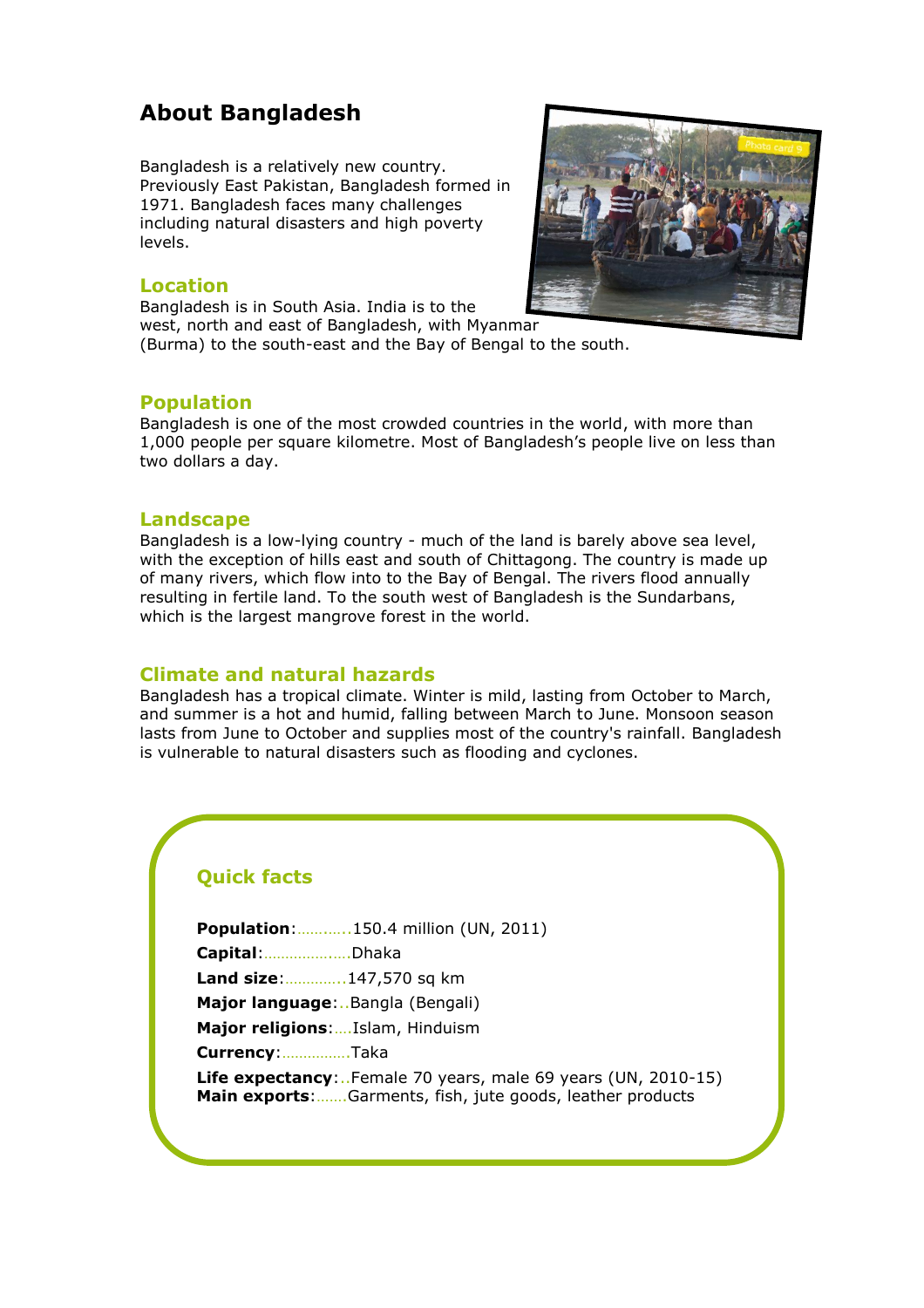# About Bangladesh

Bangladesh is a relatively new country. Previously East Pakistan, Bangladesh formed in 1971. Bangladesh faces many challenges including natural disasters and high poverty levels.

## Location

Bangladesh is in South Asia. India is to the west, north and east of Bangladesh, with Myanmar (Burma) to the south-east and the Bay of Bengal to the south.

## Population

Bangladesh is one of the most crowded countries in the world, with more than 1,000 people per square kilometre. Most of Bangladesh's people live on less than two dollars a day.

## Landscape

Bangladesh is a low-lying country - much of the land is barely above sea level, with the exception of hills east and south of Chittagong. The country is made up of many rivers, which flow into to the Bay of Bengal. The rivers flood annually resulting in fertile land. To the south west of Bangladesh is the Sundarbans, which is the largest mangrove forest in the world.

## Climate and natural hazards

Bangladesh has a tropical climate. Winter is mild, lasting from October to March, and summer is a hot and humid, falling between March to June. Monsoon season lasts from June to October and supplies most of the country's rainfall. Bangladesh is vulnerable to natural disasters such as flooding and cyclones.

### Quick facts

**Population**:…………150.4 million (UN, 2011)
**Capital**:………………..Dhaka
**Land size**:…………..147,570 sq km
**Major language**:..Bangla (Bengali)
**Major religions**:….Islam, Hinduism
**Currency**:…………….Taka
**Life expectancy**:..Female 70 years, male 69 years (UN, 2010-15)
**Main exports**:…….Garments, fish, jute goods, leather products